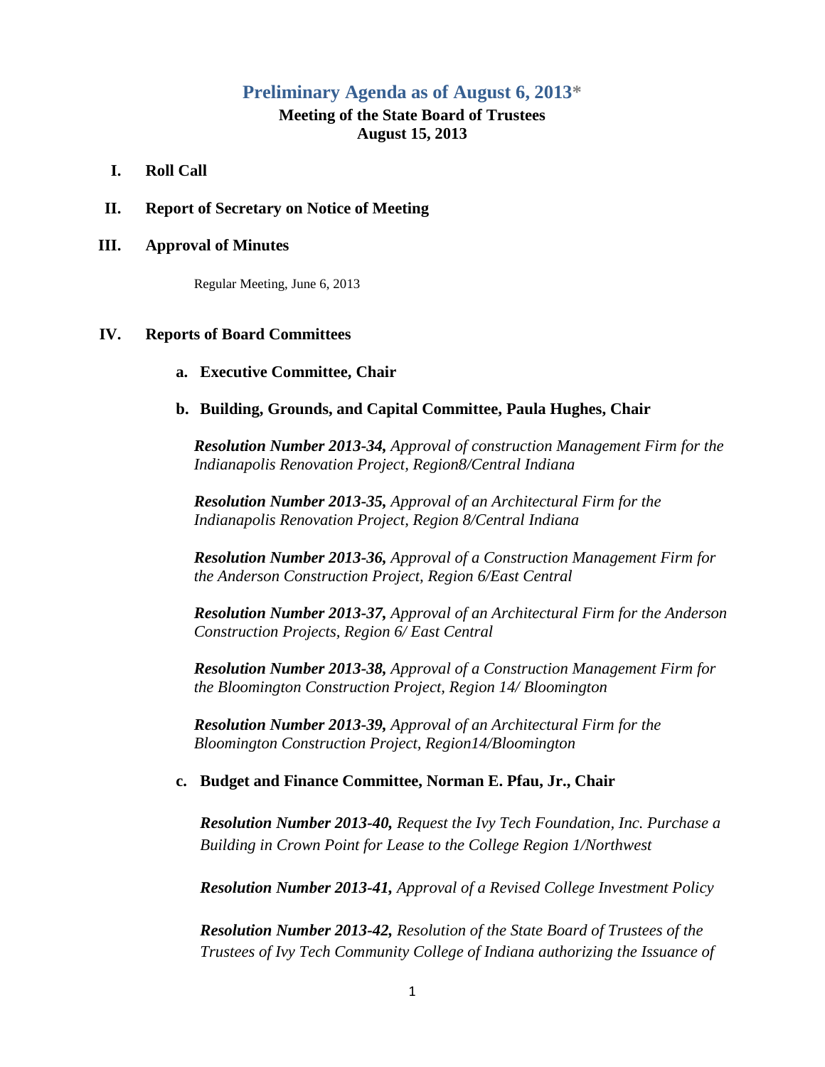# Preliminary Agenda as of August 6, 2013*

**Meeting of the State Board of Trustees**
**August 15, 2013**

**I. Roll Call**

**II. Report of Secretary on Notice of Meeting**

**III. Approval of Minutes**

Regular Meeting, June 6, 2013

**IV. Reports of Board Committees**

**a. Executive Committee, Chair**

**b. Building, Grounds, and Capital Committee, Paula Hughes, Chair**

***Resolution Number 2013-34,*** *Approval of construction Management Firm for the Indianapolis Renovation Project, Region8/Central Indiana*

***Resolution Number 2013-35,*** *Approval of an Architectural Firm for the Indianapolis Renovation Project, Region 8/Central Indiana*

***Resolution Number 2013-36,*** *Approval of a Construction Management Firm for the Anderson Construction Project, Region 6/East Central*

***Resolution Number 2013-37,*** *Approval of an Architectural Firm for the Anderson Construction Projects, Region 6/ East Central*

***Resolution Number 2013-38,*** *Approval of a Construction Management Firm for the Bloomington Construction Project, Region 14/ Bloomington*

***Resolution Number 2013-39,*** *Approval of an Architectural Firm for the Bloomington Construction Project, Region14/Bloomington*

**c. Budget and Finance Committee, Norman E. Pfau, Jr., Chair**

***Resolution Number 2013-40,*** *Request the Ivy Tech Foundation, Inc. Purchase a Building in Crown Point for Lease to the College Region 1/Northwest*

***Resolution Number 2013-41,*** *Approval of a Revised College Investment Policy*

***Resolution Number 2013-42,*** *Resolution of the State Board of Trustees of the Trustees of Ivy Tech Community College of Indiana authorizing the Issuance of*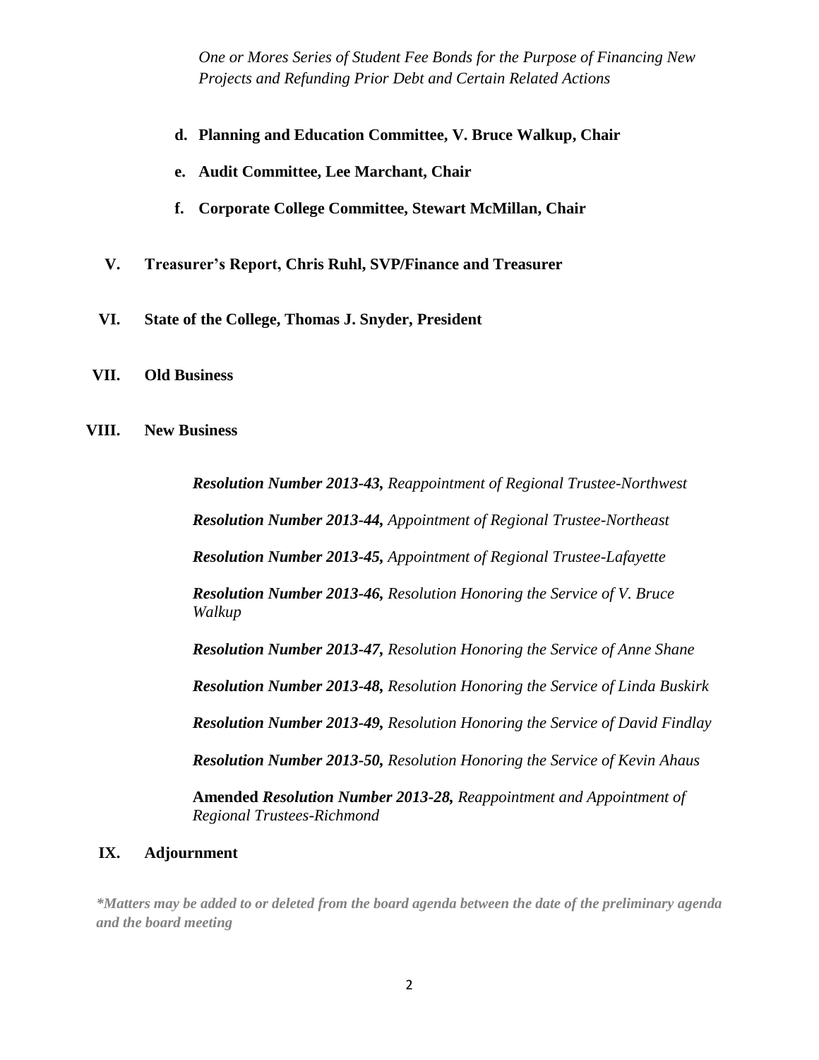*One or Mores Series of Student Fee Bonds for the Purpose of Financing New Projects and Refunding Prior Debt and Certain Related Actions*

d. **Planning and Education Committee, V. Bruce Walkup, Chair**

e. **Audit Committee, Lee Marchant, Chair**

f. **Corporate College Committee, Stewart McMillan, Chair**

**V. Treasurer's Report, Chris Ruhl, SVP/Finance and Treasurer**

**VI. State of the College, Thomas J. Snyder, President**

**VII. Old Business**

**VIII. New Business**

***Resolution Number 2013-43,*** *Reappointment of Regional Trustee-Northwest*

***Resolution Number 2013-44,*** *Appointment of Regional Trustee-Northeast*

***Resolution Number 2013-45,*** *Appointment of Regional Trustee-Lafayette*

***Resolution Number 2013-46,*** *Resolution Honoring the Service of V. Bruce Walkup*

***Resolution Number 2013-47,*** *Resolution Honoring the Service of Anne Shane*

***Resolution Number 2013-48,*** *Resolution Honoring the Service of Linda Buskirk*

***Resolution Number 2013-49,*** *Resolution Honoring the Service of David Findlay*

***Resolution Number 2013-50,*** *Resolution Honoring the Service of Kevin Ahaus*

**Amended** ***Resolution Number 2013-28,*** *Reappointment and Appointment of Regional Trustees-Richmond*

**IX. Adjournment**

***Matters may be added to or deleted from the board agenda between the date of the preliminary agenda and the board meeting***